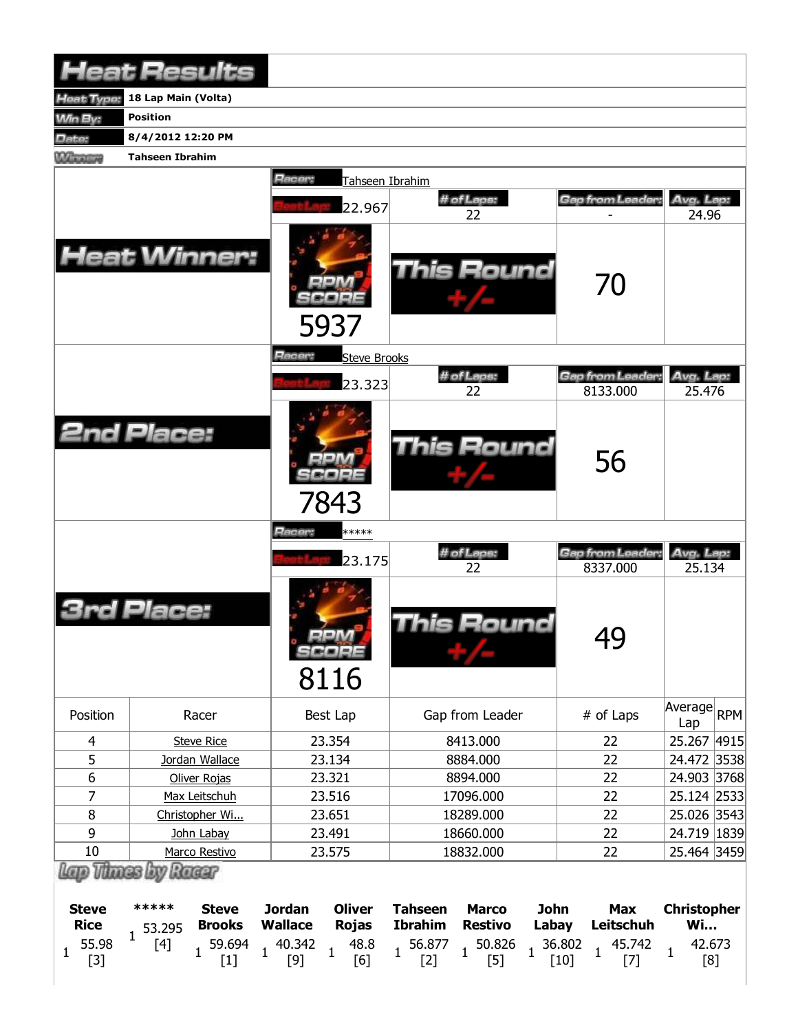# Heat Results

| | |
|---|---|
| Heat Type: | 18 Lap Main (Volta) |
| Win By: | Position |
| Date: | 8/4/2012 12:20 PM |
| Winner: | Tahseen Ibrahim |

## Heat Winner:

Racer: Tahseen Ibrahim

| Best Lap | # of Laps | Gap from Leader | Avg. Lap |
|---|---|---|---|
| 22.967 | 22 | - | 24.96 |

RPM SCORE: 5937

This Round +/-: 70

## 2nd Place:

Racer: Steve Brooks

| Best Lap | # of Laps | Gap from Leader | Avg. Lap |
|---|---|---|---|
| 23.323 | 22 | 8133.000 | 25.476 |

RPM SCORE: 7843

This Round +/-: 56

## 3rd Place:

Racer: *****

| Best Lap | # of Laps | Gap from Leader | Avg. Lap |
|---|---|---|---|
| 23.175 | 22 | 8337.000 | 25.134 |

RPM SCORE: 8116

This Round +/-: 49

| Position | Racer | Best Lap | Gap from Leader | # of Laps | Average Lap | RPM |
|---|---|---|---|---|---|---|
| 4 | Steve Rice | 23.354 | 8413.000 | 22 | 25.267 | 4915 |
| 5 | Jordan Wallace | 23.134 | 8884.000 | 22 | 24.472 | 3538 |
| 6 | Oliver Rojas | 23.321 | 8894.000 | 22 | 24.903 | 3768 |
| 7 | Max Leitschuh | 23.516 | 17096.000 | 22 | 25.124 | 2533 |
| 8 | Christopher Wi... | 23.651 | 18289.000 | 22 | 25.026 | 3543 |
| 9 | John Labay | 23.491 | 18660.000 | 22 | 24.719 | 1839 |
| 10 | Marco Restivo | 23.575 | 18832.000 | 22 | 25.464 | 3459 |

## Lap Times by Racer

| Lap | Steve Rice | ***** | Steve Brooks | Jordan Wallace | Oliver Rojas | Tahseen Ibrahim | Marco Restivo | John Labay | Max Leitschuh | Christopher Wi... |
|---|---|---|---|---|---|---|---|---|---|---|
| 1 | 55.98 [3] | 53.295 [4] | 59.694 [1] | 40.342 [9] | 48.8 [6] | 56.877 [2] | 50.826 [5] | 36.802 [10] | 45.742 [7] | 42.673 [8] |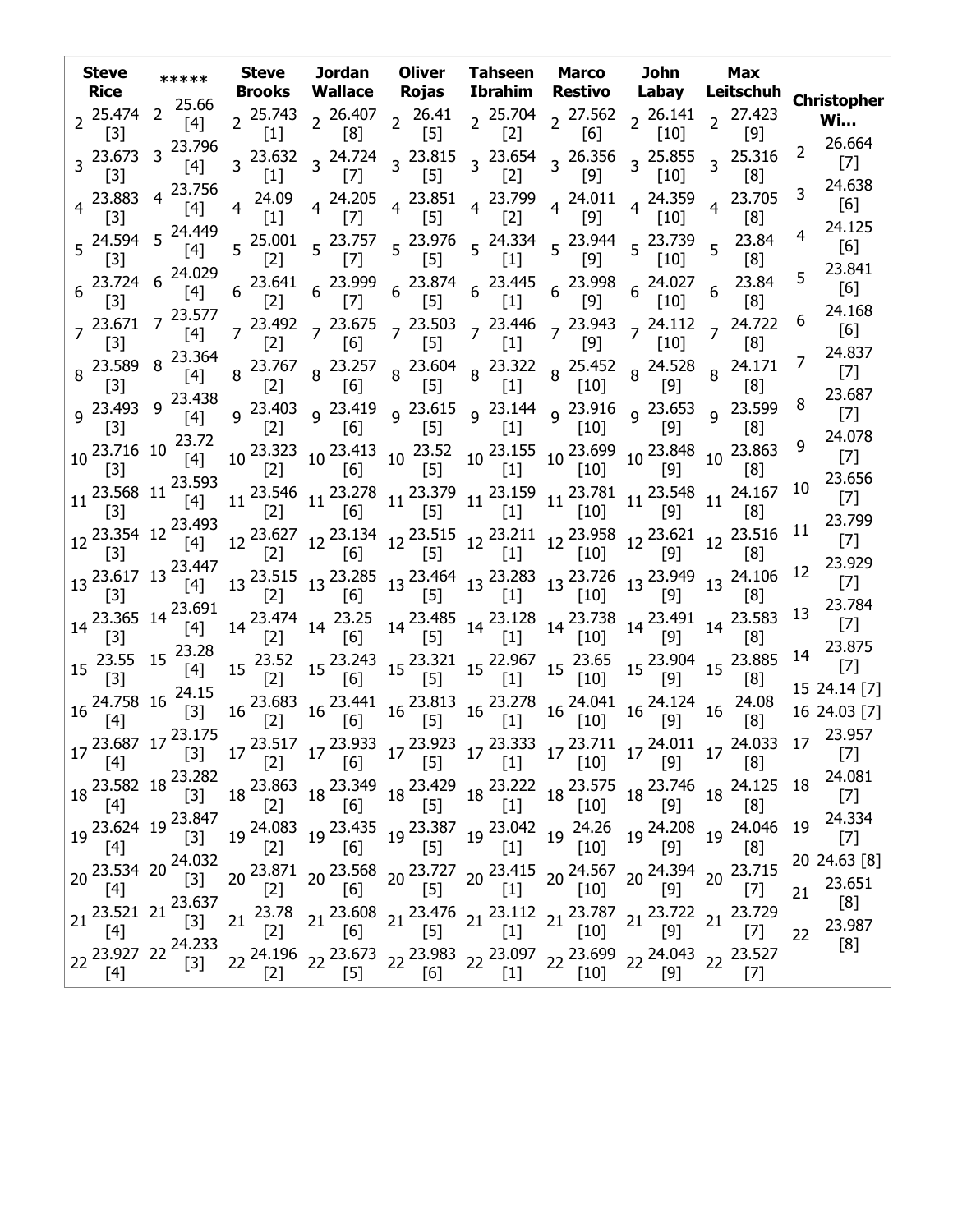| Lap | Steve Rice | Lap | ***** | Lap | Steve Brooks | Lap | Jordan Wallace | Lap | Oliver Rojas | Lap | Tahseen Ibrahim | Lap | Marco Restivo | Lap | John Labay | Lap | Max Leitschuh | Lap | Christopher Wi... |
|---|---|---|---|---|---|---|---|---|---|---|---|---|---|---|---|---|---|---|---|
| 2 | 25.474 [3] | 2 | 25.66 [4] | 2 | 25.743 [1] | 2 | 26.407 [8] | 2 | 26.41 [5] | 2 | 25.704 [2] | 2 | 27.562 [6] | 2 | 26.141 [10] | 2 | 27.423 [9] | 2 | 26.664 [7] |
| 3 | 23.673 [3] | 3 | 23.796 [4] | 3 | 23.632 [1] | 3 | 24.724 [7] | 3 | 23.815 [5] | 3 | 23.654 [2] | 3 | 26.356 [9] | 3 | 25.855 [10] | 3 | 25.316 [8] | 3 | 24.638 [6] |
| 4 | 23.883 [3] | 4 | 23.756 [4] | 4 | 24.09 [1] | 4 | 24.205 [7] | 4 | 23.851 [5] | 4 | 23.799 [2] | 4 | 24.011 [9] | 4 | 24.359 [10] | 4 | 23.705 [8] | 4 | 24.125 [6] |
| 5 | 24.594 [3] | 5 | 24.449 [4] | 5 | 25.001 [2] | 5 | 23.757 [7] | 5 | 23.976 [5] | 5 | 24.334 [1] | 5 | 23.944 [9] | 5 | 23.739 [10] | 5 | 23.84 [8] | 5 | 23.841 [6] |
| 6 | 23.724 [3] | 6 | 24.029 [4] | 6 | 23.641 [2] | 6 | 23.999 [7] | 6 | 23.874 [5] | 6 | 23.445 [1] | 6 | 23.998 [9] | 6 | 24.027 [10] | 6 | 23.84 [8] | 6 | 24.168 [6] |
| 7 | 23.671 [3] | 7 | 23.577 [4] | 7 | 23.492 [2] | 7 | 23.675 [6] | 7 | 23.503 [5] | 7 | 23.446 [1] | 7 | 23.943 [9] | 7 | 24.112 [10] | 7 | 24.722 [8] | 7 | 24.837 [7] |
| 8 | 23.589 [3] | 8 | 23.364 [4] | 8 | 23.767 [2] | 8 | 23.257 [6] | 8 | 23.604 [5] | 8 | 23.322 [1] | 8 | 25.452 [10] | 8 | 24.528 [9] | 8 | 24.171 [8] | 8 | 23.687 [7] |
| 9 | 23.493 [3] | 9 | 23.438 [4] | 9 | 23.403 [2] | 9 | 23.419 [6] | 9 | 23.615 [5] | 9 | 23.144 [1] | 9 | 23.916 [10] | 9 | 23.653 [9] | 9 | 23.599 [8] | 9 | 24.078 [7] |
| 10 | 23.716 [3] | 10 | 23.72 [4] | 10 | 23.323 [2] | 10 | 23.413 [6] | 10 | 23.52 [5] | 10 | 23.155 [1] | 10 | 23.699 [10] | 10 | 23.848 [9] | 10 | 23.863 [8] | 10 | 23.656 [7] |
| 11 | 23.568 [3] | 11 | 23.593 [4] | 11 | 23.546 [2] | 11 | 23.278 [6] | 11 | 23.379 [5] | 11 | 23.159 [1] | 11 | 23.781 [10] | 11 | 23.548 [9] | 11 | 24.167 [8] | 11 | 23.799 [7] |
| 12 | 23.354 [3] | 12 | 23.493 [4] | 12 | 23.627 [2] | 12 | 23.134 [6] | 12 | 23.515 [5] | 12 | 23.211 [1] | 12 | 23.958 [10] | 12 | 23.621 [9] | 12 | 23.516 [8] | 12 | 23.929 [7] |
| 13 | 23.617 [3] | 13 | 23.447 [4] | 13 | 23.515 [2] | 13 | 23.285 [6] | 13 | 23.464 [5] | 13 | 23.283 [1] | 13 | 23.726 [10] | 13 | 23.949 [9] | 13 | 24.106 [8] | 13 | 23.784 [7] |
| 14 | 23.365 [3] | 14 | 23.691 [4] | 14 | 23.474 [2] | 14 | 23.25 [6] | 14 | 23.485 [5] | 14 | 23.128 [1] | 14 | 23.738 [10] | 14 | 23.491 [9] | 14 | 23.583 [8] | 14 | 23.875 [7] |
| 15 | 23.55 [3] | 15 | 23.28 [4] | 15 | 23.52 [2] | 15 | 23.243 [6] | 15 | 23.321 [5] | 15 | 22.967 [1] | 15 | 23.65 [10] | 15 | 23.904 [9] | 15 | 23.885 [8] | 15 | 24.14 [7] |
| 16 | 24.758 [4] | 16 | 24.15 [3] | 16 | 23.683 [2] | 16 | 23.441 [6] | 16 | 23.813 [5] | 16 | 23.278 [1] | 16 | 24.041 [10] | 16 | 24.124 [9] | 16 | 24.08 [8] | 16 | 24.03 [7] |
| 17 | 23.687 [4] | 17 | 23.175 [3] | 17 | 23.517 [2] | 17 | 23.933 [6] | 17 | 23.923 [5] | 17 | 23.333 [1] | 17 | 23.711 [10] | 17 | 24.011 [9] | 17 | 24.033 [8] | 17 | 23.957 [7] |
| 18 | 23.582 [4] | 18 | 23.282 [3] | 18 | 23.863 [2] | 18 | 23.349 [6] | 18 | 23.429 [5] | 18 | 23.222 [1] | 18 | 23.575 [10] | 18 | 23.746 [9] | 18 | 24.125 [8] | 18 | 24.081 [7] |
| 19 | 23.624 [4] | 19 | 23.847 [3] | 19 | 24.083 [2] | 19 | 23.435 [6] | 19 | 23.387 [5] | 19 | 23.042 [1] | 19 | 24.26 [10] | 19 | 24.208 [9] | 19 | 24.046 [8] | 19 | 24.334 [7] |
| 20 | 23.534 [4] | 20 | 24.032 [3] | 20 | 23.871 [2] | 20 | 23.568 [6] | 20 | 23.727 [5] | 20 | 23.415 [1] | 20 | 24.567 [10] | 20 | 24.394 [9] | 20 | 23.715 [7] | 20 | 24.63 [8] |
| 21 | 23.521 [4] | 21 | 23.637 [3] | 21 | 23.78 [2] | 21 | 23.608 [6] | 21 | 23.476 [5] | 21 | 23.112 [1] | 21 | 23.787 [10] | 21 | 23.722 [9] | 21 | 23.729 [7] | 21 | 23.651 [8] |
| 22 | 23.927 [4] | 22 | 24.233 [3] | 22 | 24.196 [2] | 22 | 23.673 [5] | 22 | 23.983 [6] | 22 | 23.097 [1] | 22 | 23.699 [10] | 22 | 24.043 [9] | 22 | 23.527 [7] | 22 | 23.987 [8] |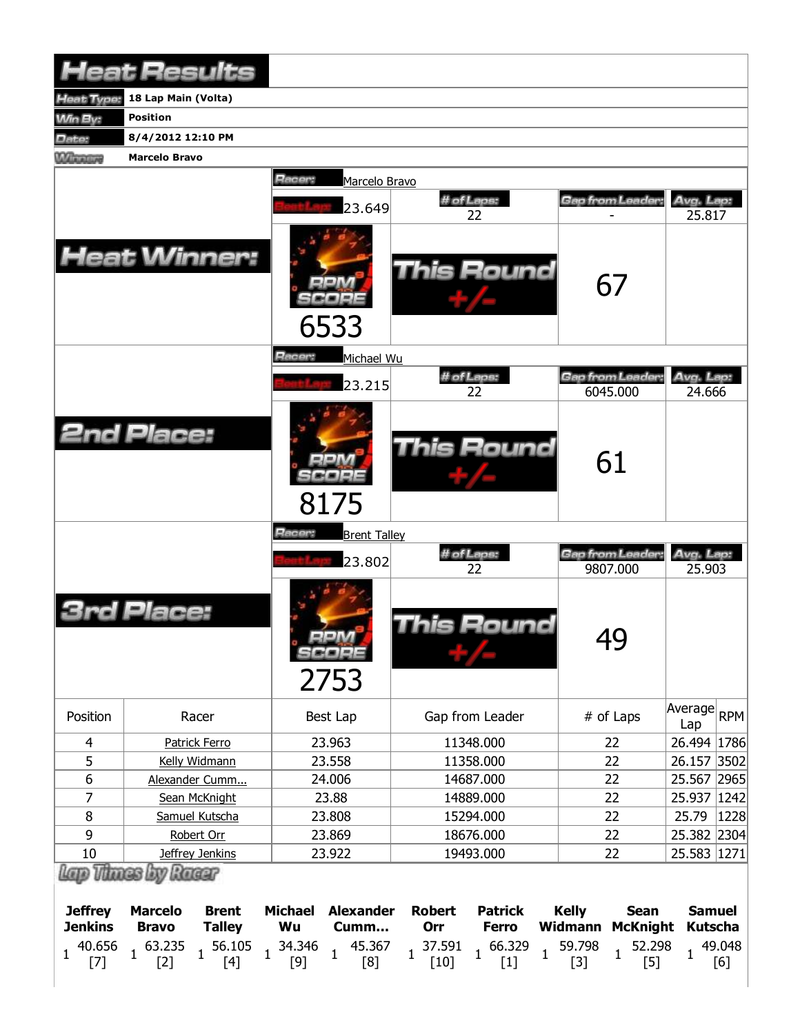# Heat Results

| | |
|---|---|
| **Heat Type:** | **18 Lap Main (Volta)** |
| **Win By:** | **Position** |
| **Date:** | **8/4/2012 12:10 PM** |
| **Winner:** | **Marcelo Bravo** |

## Heat Winner:

Racer: Marcelo Bravo

| Best Lap | # of Laps | Gap from Leader | Avg. Lap |
|---|---|---|---|
| 23.649 | 22 | - | 25.817 |

RPM SCORE: 6533

This Round +/-: 67

## 2nd Place:

Racer: Michael Wu

| Best Lap | # of Laps | Gap from Leader | Avg. Lap |
|---|---|---|---|
| 23.215 | 22 | 6045.000 | 24.666 |

RPM SCORE: 8175

This Round +/-: 61

## 3rd Place:

Racer: Brent Talley

| Best Lap | # of Laps | Gap from Leader | Avg. Lap |
|---|---|---|---|
| 23.802 | 22 | 9807.000 | 25.903 |

RPM SCORE: 2753

This Round +/-: 49

| Position | Racer | Best Lap | Gap from Leader | # of Laps | Average Lap | RPM |
|---|---|---|---|---|---|---|
| 4 | Patrick Ferro | 23.963 | 11348.000 | 22 | 26.494 | 1786 |
| 5 | Kelly Widmann | 23.558 | 11358.000 | 22 | 26.157 | 3502 |
| 6 | Alexander Cumm... | 24.006 | 14687.000 | 22 | 25.567 | 2965 |
| 7 | Sean McKnight | 23.88 | 14889.000 | 22 | 25.937 | 1242 |
| 8 | Samuel Kutscha | 23.808 | 15294.000 | 22 | 25.79 | 1228 |
| 9 | Robert Orr | 23.869 | 18676.000 | 22 | 25.382 | 2304 |
| 10 | Jeffrey Jenkins | 23.922 | 19493.000 | 22 | 25.583 | 1271 |

## Lap Times by Racer

| Jeffrey Jenkins | Marcelo Bravo | Brent Talley | Michael Wu | Alexander Cumm... | Robert Orr | Patrick Ferro | Kelly Widmann | Sean McKnight | Samuel Kutscha |
|---|---|---|---|---|---|---|---|---|---|
| 1 40.656 [7] | 1 63.235 [2] | 1 56.105 [4] | 1 34.346 [9] | 1 45.367 [8] | 1 37.591 [10] | 1 66.329 [1] | 1 59.798 [3] | 1 52.298 [5] | 1 49.048 [6] |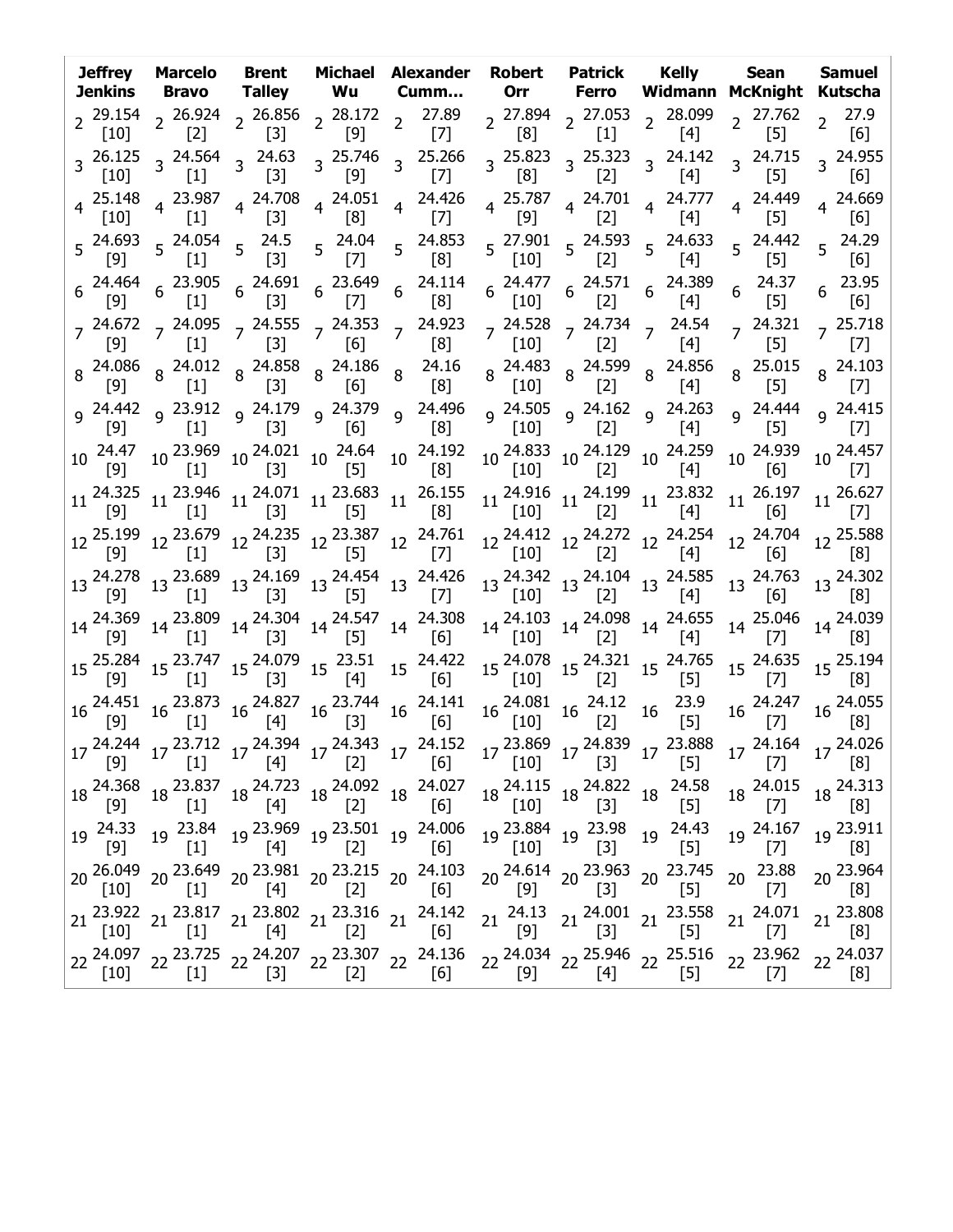| Jeffrey Jenkins | Marcelo Bravo | Brent Talley | Michael Wu | Alexander Cumm… | Robert Orr | Patrick Ferro | Kelly Widmann | Sean McKnight | Samuel Kutscha |
|---|---|---|---|---|---|---|---|---|---|
| 2 29.154 [10] | 2 26.924 [2] | 2 26.856 [3] | 2 28.172 [9] | 2 27.89 [7] | 2 27.894 [8] | 2 27.053 [1] | 2 28.099 [4] | 2 27.762 [5] | 2 27.9 [6] |
| 3 26.125 [10] | 3 24.564 [1] | 3 24.63 [3] | 3 25.746 [9] | 3 25.266 [7] | 3 25.823 [8] | 3 25.323 [2] | 3 24.142 [4] | 3 24.715 [5] | 3 24.955 [6] |
| 4 25.148 [10] | 4 23.987 [1] | 4 24.708 [3] | 4 24.051 [8] | 4 24.426 [7] | 4 25.787 [9] | 4 24.701 [2] | 4 24.777 [4] | 4 24.449 [5] | 4 24.669 [6] |
| 5 24.693 [9] | 5 24.054 [1] | 5 24.5 [3] | 5 24.04 [7] | 5 24.853 [8] | 5 27.901 [10] | 5 24.593 [2] | 5 24.633 [4] | 5 24.442 [5] | 5 24.29 [6] |
| 6 24.464 [9] | 6 23.905 [1] | 6 24.691 [3] | 6 23.649 [7] | 6 24.114 [8] | 6 24.477 [10] | 6 24.571 [2] | 6 24.389 [4] | 6 24.37 [5] | 6 23.95 [6] |
| 7 24.672 [9] | 7 24.095 [1] | 7 24.555 [3] | 7 24.353 [6] | 7 24.923 [8] | 7 24.528 [10] | 7 24.734 [2] | 7 24.54 [4] | 7 24.321 [5] | 7 25.718 [7] |
| 8 24.086 [9] | 8 24.012 [1] | 8 24.858 [3] | 8 24.186 [6] | 8 24.16 [8] | 8 24.483 [10] | 8 24.599 [2] | 8 24.856 [4] | 8 25.015 [5] | 8 24.103 [7] |
| 9 24.442 [9] | 9 23.912 [1] | 9 24.179 [3] | 9 24.379 [6] | 9 24.496 [8] | 9 24.505 [10] | 9 24.162 [2] | 9 24.263 [4] | 9 24.444 [5] | 9 24.415 [7] |
| 10 24.47 [9] | 10 23.969 [1] | 10 24.021 [3] | 10 24.64 [5] | 10 24.192 [8] | 10 24.833 [10] | 10 24.129 [2] | 10 24.259 [4] | 10 24.939 [6] | 10 24.457 [7] |
| 11 24.325 [9] | 11 23.946 [1] | 11 24.071 [3] | 11 23.683 [5] | 11 26.155 [8] | 11 24.916 [10] | 11 24.199 [2] | 11 23.832 [4] | 11 26.197 [6] | 11 26.627 [7] |
| 12 25.199 [9] | 12 23.679 [1] | 12 24.235 [3] | 12 23.387 [5] | 12 24.761 [7] | 12 24.412 [10] | 12 24.272 [2] | 12 24.254 [4] | 12 24.704 [6] | 12 25.588 [8] |
| 13 24.278 [9] | 13 23.689 [1] | 13 24.169 [3] | 13 24.454 [5] | 13 24.426 [7] | 13 24.342 [10] | 13 24.104 [2] | 13 24.585 [4] | 13 24.763 [6] | 13 24.302 [8] |
| 14 24.369 [9] | 14 23.809 [1] | 14 24.304 [3] | 14 24.547 [5] | 14 24.308 [6] | 14 24.103 [10] | 14 24.098 [2] | 14 24.655 [4] | 14 25.046 [7] | 14 24.039 [8] |
| 15 25.284 [9] | 15 23.747 [1] | 15 24.079 [3] | 15 23.51 [4] | 15 24.422 [6] | 15 24.078 [10] | 15 24.321 [2] | 15 24.765 [5] | 15 24.635 [7] | 15 25.194 [8] |
| 16 24.451 [9] | 16 23.873 [1] | 16 24.827 [4] | 16 23.744 [3] | 16 24.141 [6] | 16 24.081 [10] | 16 24.12 [2] | 16 23.9 [5] | 16 24.247 [7] | 16 24.055 [8] |
| 17 24.244 [9] | 17 23.712 [1] | 17 24.394 [4] | 17 24.343 [2] | 17 24.152 [6] | 17 23.869 [10] | 17 24.839 [3] | 17 23.888 [5] | 17 24.164 [7] | 17 24.026 [8] |
| 18 24.368 [9] | 18 23.837 [1] | 18 24.723 [4] | 18 24.092 [2] | 18 24.027 [6] | 18 24.115 [10] | 18 24.822 [3] | 18 24.58 [5] | 18 24.015 [7] | 18 24.313 [8] |
| 19 24.33 [9] | 19 23.84 [1] | 19 23.969 [4] | 19 23.501 [2] | 19 24.006 [6] | 19 23.884 [10] | 19 23.98 [3] | 19 24.43 [5] | 19 24.167 [7] | 19 23.911 [8] |
| 20 26.049 [10] | 20 23.649 [1] | 20 23.981 [4] | 20 23.215 [2] | 20 24.103 [6] | 20 24.614 [9] | 20 23.963 [3] | 20 23.745 [5] | 20 23.88 [7] | 20 23.964 [8] |
| 21 23.922 [10] | 21 23.817 [1] | 21 23.802 [4] | 21 23.316 [2] | 21 24.142 [6] | 21 24.13 [9] | 21 24.001 [3] | 21 23.558 [5] | 21 24.071 [7] | 21 23.808 [8] |
| 22 24.097 [10] | 22 23.725 [1] | 22 24.207 [3] | 22 23.307 [2] | 22 24.136 [6] | 22 24.034 [9] | 22 25.946 [4] | 22 25.516 [5] | 22 23.962 [7] | 22 24.037 [8] |